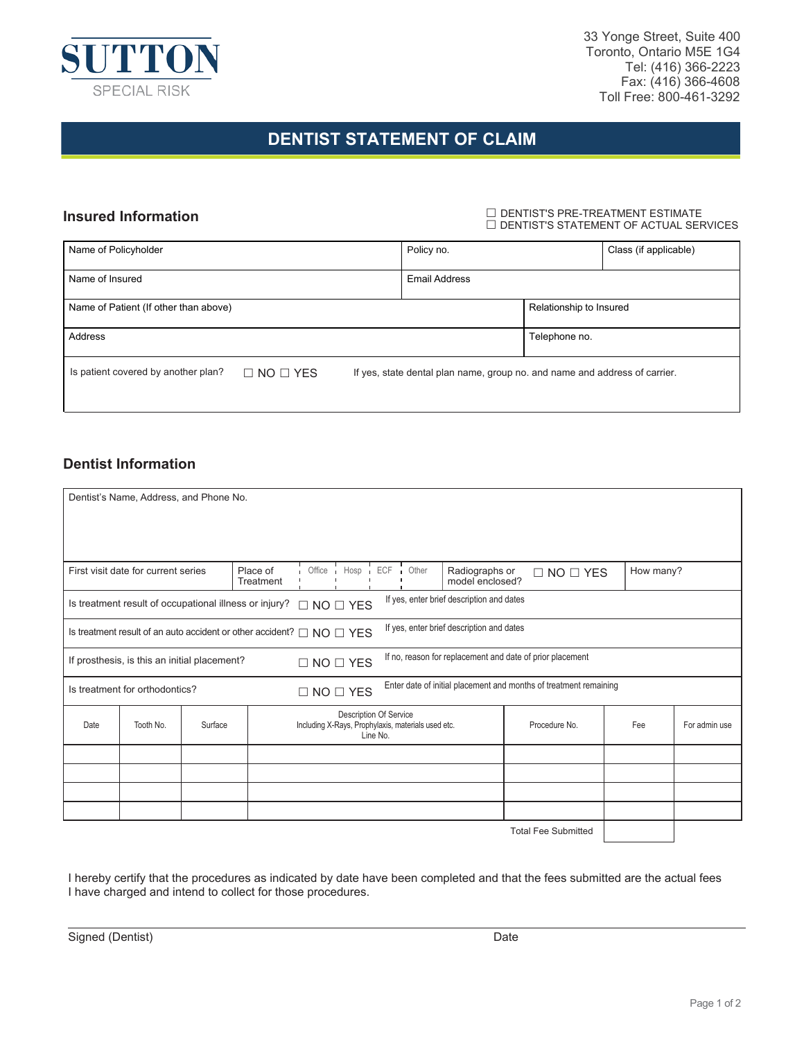**SUTTON**
SPECIAL RISK

33 Yonge Street, Suite 400
Toronto, Ontario M5E 1G4
Tel: (416) 366-2223
Fax: (416) 366-4608
Toll Free: 800-461-3292

# DENTIST STATEMENT OF CLAIM

## Insured Information

☐ DENTIST'S PRE-TREATMENT ESTIMATE
☐ DENTIST'S STATEMENT OF ACTUAL SERVICES

| Name of Policyholder | Policy no. | Class (if applicable) |
|---|---|---|
| Name of Insured | Email Address | |
| Name of Patient (If other than above) | Relationship to Insured | |
| Address | Telephone no. | |

Is patient covered by another plan? ☐ NO ☐ YES — If yes, state dental plan name, group no. and name and address of carrier.

## Dentist Information

Dentist's Name, Address, and Phone No.

| First visit date for current series | Place of Treatment: Office / Hosp / ECF / Other | Radiographs or model enclosed? ☐ NO ☐ YES | How many? |
|---|---|---|---|

Is treatment result of occupational illness or injury? ☐ NO ☐ YES — If yes, enter brief description and dates

Is treatment result of an auto accident or other accident? ☐ NO ☐ YES — If yes, enter brief description and dates

If prosthesis, is this an initial placement? ☐ NO ☐ YES — If no, reason for replacement and date of prior placement

Is treatment for orthodontics? ☐ NO ☐ YES — Enter date of initial placement and months of treatment remaining

| Date | Tooth No. | Surface | Description Of Service Including X-Rays, Prophylaxis, materials used etc. Line No. | Procedure No. | Fee | For admin use |
|---|---|---|---|---|---|---|
| | | | | | | |
| | | | | | | |
| | | | | | | |
| | | | | | | |
| | | | | Total Fee Submitted | | |

I hereby certify that the procedures as indicated by date have been completed and that the fees submitted are the actual fees I have charged and intend to collect for those procedures.

Signed (Dentist) ____________________ Date ____________________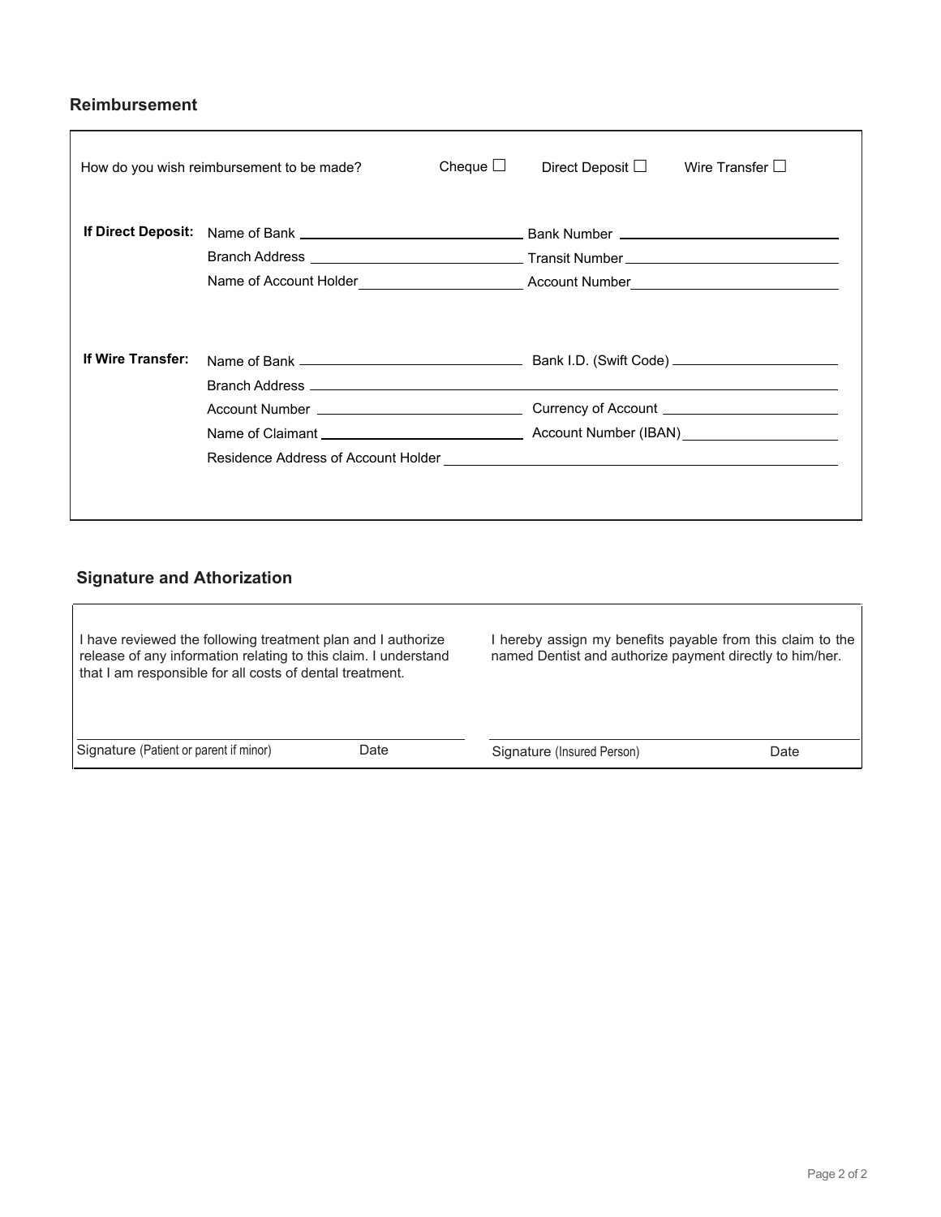## Reimbursement

How do you wish reimbursement to be made? Cheque ☐ Direct Deposit ☐ Wire Transfer ☐

**If Direct Deposit:**

Name of Bank ____________________ Bank Number ____________________

Branch Address ____________________ Transit Number ____________________

Name of Account Holder ____________________ Account Number ____________________

**If Wire Transfer:**

Name of Bank ____________________ Bank I.D. (Swift Code) ____________________

Branch Address ________________________________________

Account Number ____________________ Currency of Account ____________________

Name of Claimant ____________________ Account Number (IBAN) ____________________

Residence Address of Account Holder ________________________________________

## Signature and Athorization

I have reviewed the following treatment plan and I authorize release of any information relating to this claim. I understand that I am responsible for all costs of dental treatment.

Signature (Patient or parent if minor) ____________________ Date ____________________

I hereby assign my benefits payable from this claim to the named Dentist and authorize payment directly to him/her.

Signature (Insured Person) ____________________ Date ____________________